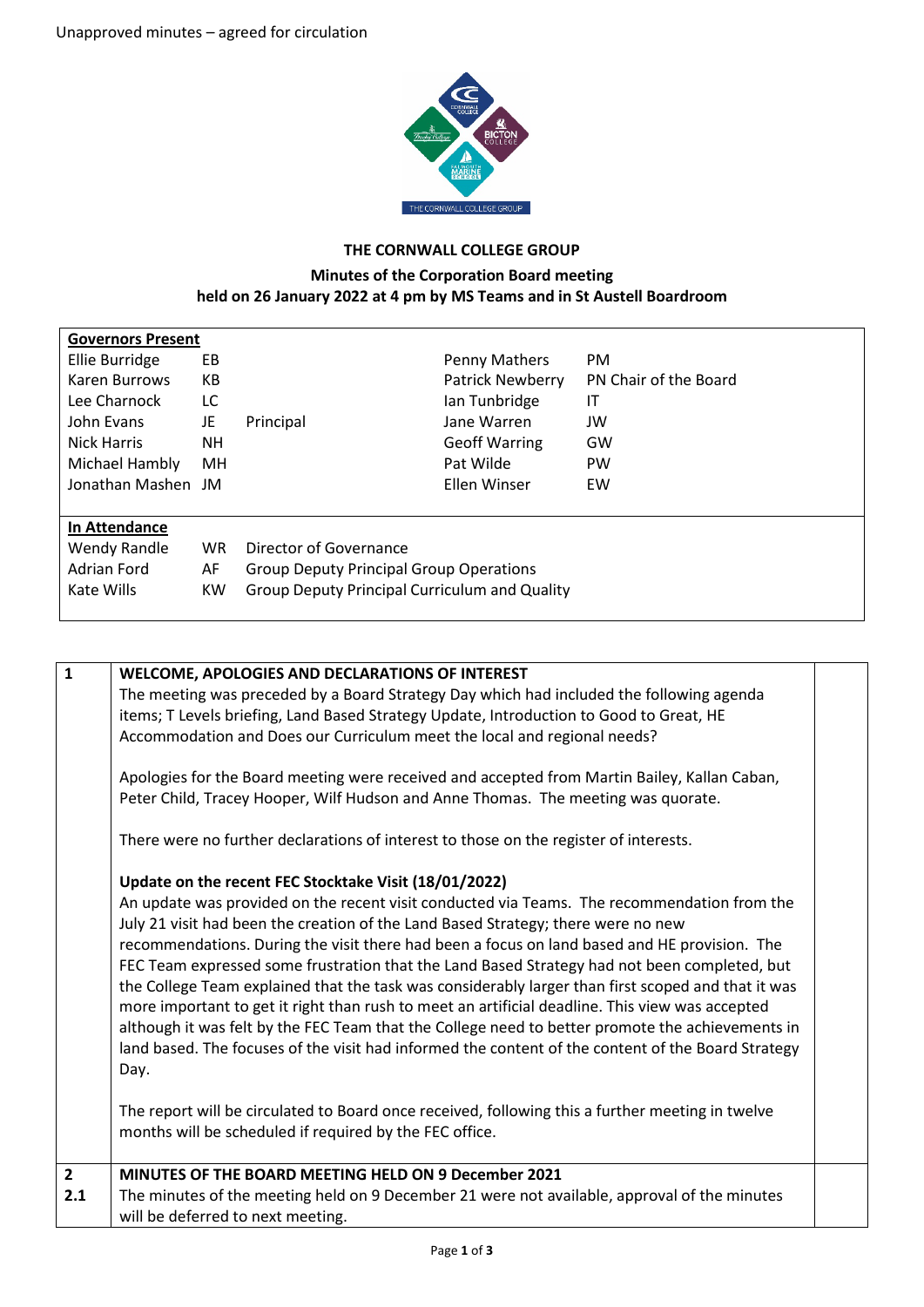Unapproved minutes – agreed for circulation

**THE CORNWALL COLLEGE GROUP**

**Minutes of the Corporation Board meeting held on 26 January 2022 at 4 pm by MS Teams and in St Austell Boardroom**

| **Governors Present** | | | | | |
|---|---|---|---|---|---|
| Ellie Burridge | EB | | Penny Mathers | PM | |
| Karen Burrows | KB | | Patrick Newberry | PN | Chair of the Board |
| Lee Charnock | LC | | Ian Tunbridge | IT | |
| John Evans | JE | Principal | Jane Warren | JW | |
| Nick Harris | NH | | Geoff Warring | GW | |
| Michael Hambly | MH | | Pat Wilde | PW | |
| Jonathan Mashen | JM | | Ellen Winser | EW | |

| **In Attendance** | | |
|---|---|---|
| Wendy Randle | WR | Director of Governance |
| Adrian Ford | AF | Group Deputy Principal Group Operations |
| Kate Wills | KW | Group Deputy Principal Curriculum and Quality |

| | | |
|---|---|---|
| **1** | **WELCOME, APOLOGIES AND DECLARATIONS OF INTEREST**<br>The meeting was preceded by a Board Strategy Day which had included the following agenda items; T Levels briefing, Land Based Strategy Update, Introduction to Good to Great, HE Accommodation and Does our Curriculum meet the local and regional needs?<br><br>Apologies for the Board meeting were received and accepted from Martin Bailey, Kallan Caban, Peter Child, Tracey Hooper, Wilf Hudson and Anne Thomas. The meeting was quorate.<br><br>There were no further declarations of interest to those on the register of interests.<br><br>**Update on the recent FEC Stocktake Visit (18/01/2022)**<br>An update was provided on the recent visit conducted via Teams. The recommendation from the July 21 visit had been the creation of the Land Based Strategy; there were no new recommendations. During the visit there had been a focus on land based and HE provision. The FEC Team expressed some frustration that the Land Based Strategy had not been completed, but the College Team explained that the task was considerably larger than first scoped and that it was more important to get it right than rush to meet an artificial deadline. This view was accepted although it was felt by the FEC Team that the College need to better promote the achievements in land based. The focuses of the visit had informed the content of the content of the Board Strategy Day.<br><br>The report will be circulated to Board once received, following this a further meeting in twelve months will be scheduled if required by the FEC office. | |
| **2** | **MINUTES OF THE BOARD MEETING HELD ON 9 December 2021** | |
| **2.1** | The minutes of the meeting held on 9 December 21 were not available, approval of the minutes will be deferred to next meeting. | |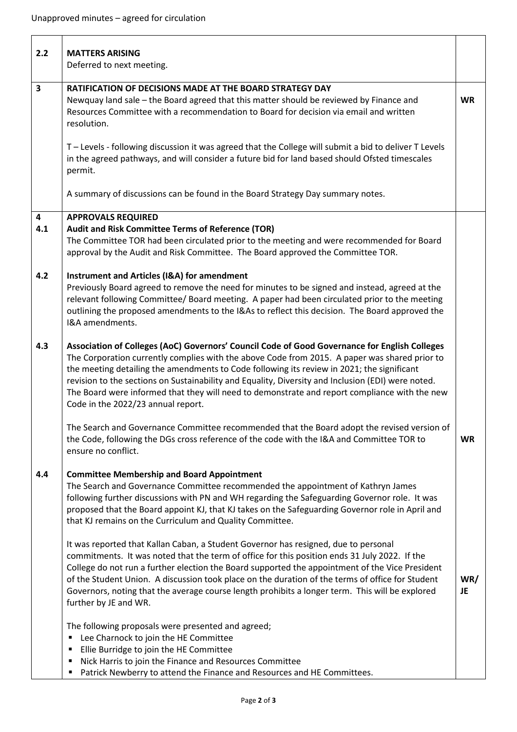Unapproved minutes – agreed for circulation

| | | |
|---|---|---|
| 2.2 | **MATTERS ARISING**<br>Deferred to next meeting. | |
| 3 | **RATIFICATION OF DECISIONS MADE AT THE BOARD STRATEGY DAY**<br>Newquay land sale – the Board agreed that this matter should be reviewed by Finance and Resources Committee with a recommendation to Board for decision via email and written resolution.<br><br>T – Levels - following discussion it was agreed that the College will submit a bid to deliver T Levels in the agreed pathways, and will consider a future bid for land based should Ofsted timescales permit.<br><br>A summary of discussions can be found in the Board Strategy Day summary notes. | **WR** |
| 4<br>4.1 | **APPROVALS REQUIRED**<br>**Audit and Risk Committee Terms of Reference (TOR)**<br>The Committee TOR had been circulated prior to the meeting and were recommended for Board approval by the Audit and Risk Committee. The Board approved the Committee TOR. | |
| 4.2 | **Instrument and Articles (I&A) for amendment**<br>Previously Board agreed to remove the need for minutes to be signed and instead, agreed at the relevant following Committee/ Board meeting. A paper had been circulated prior to the meeting outlining the proposed amendments to the I&As to reflect this decision. The Board approved the I&A amendments. | |
| 4.3 | **Association of Colleges (AoC) Governors' Council Code of Good Governance for English Colleges**<br>The Corporation currently complies with the above Code from 2015. A paper was shared prior to the meeting detailing the amendments to Code following its review in 2021; the significant revision to the sections on Sustainability and Equality, Diversity and Inclusion (EDI) were noted. The Board were informed that they will need to demonstrate and report compliance with the new Code in the 2022/23 annual report.<br><br>The Search and Governance Committee recommended that the Board adopt the revised version of the Code, following the DGs cross reference of the code with the I&A and Committee TOR to ensure no conflict. | **WR** |
| 4.4 | **Committee Membership and Board Appointment**<br>The Search and Governance Committee recommended the appointment of Kathryn James following further discussions with PN and WH regarding the Safeguarding Governor role. It was proposed that the Board appoint KJ, that KJ takes on the Safeguarding Governor role in April and that KJ remains on the Curriculum and Quality Committee.<br><br>It was reported that Kallan Caban, a Student Governor has resigned, due to personal commitments. It was noted that the term of office for this position ends 31 July 2022. If the College do not run a further election the Board supported the appointment of the Vice President of the Student Union. A discussion took place on the duration of the terms of office for Student Governors, noting that the average course length prohibits a longer term. This will be explored further by JE and WR.<br><br>The following proposals were presented and agreed;<br>▪ Lee Charnock to join the HE Committee<br>▪ Ellie Burridge to join the HE Committee<br>▪ Nick Harris to join the Finance and Resources Committee<br>▪ Patrick Newberry to attend the Finance and Resources and HE Committees. | **WR/ JE** |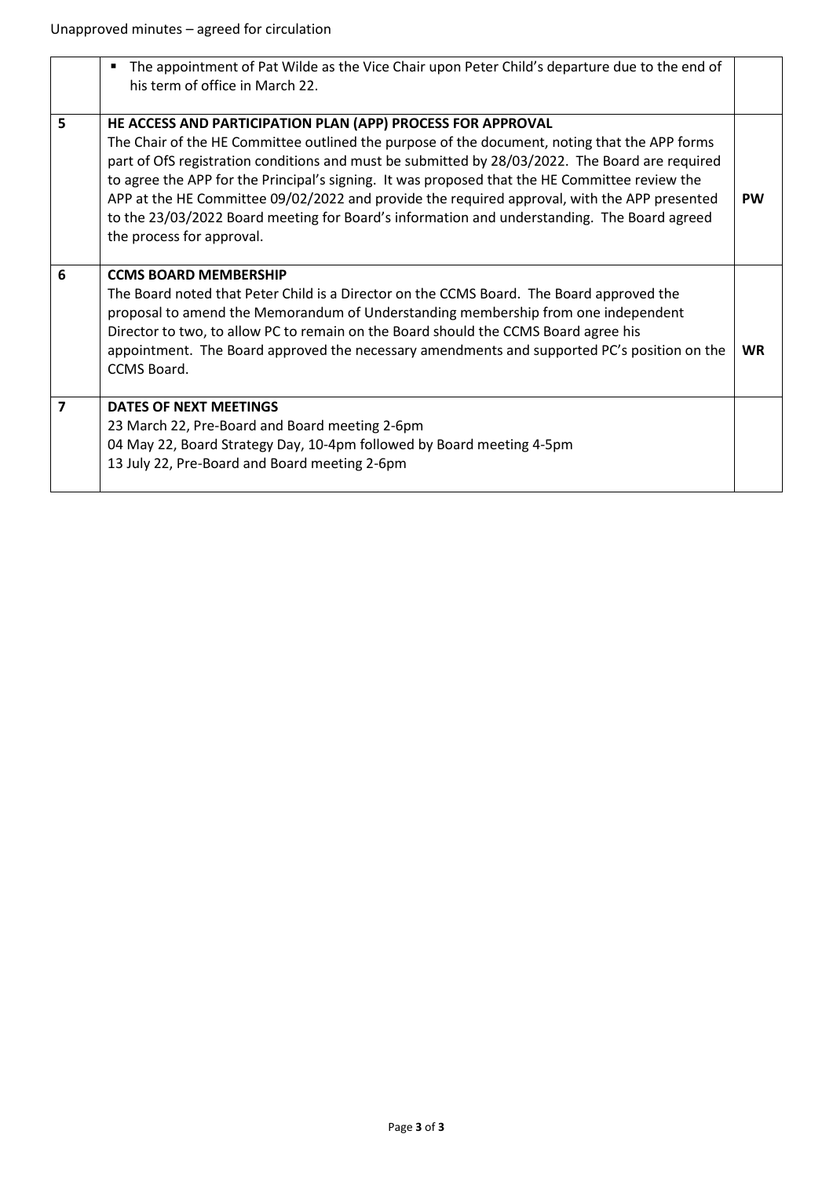Unapproved minutes – agreed for circulation

| | | |
|---|---|---|
| | ▪ The appointment of Pat Wilde as the Vice Chair upon Peter Child's departure due to the end of his term of office in March 22. | |
| **5** | **HE ACCESS AND PARTICIPATION PLAN (APP) PROCESS FOR APPROVAL**<br>The Chair of the HE Committee outlined the purpose of the document, noting that the APP forms part of OfS registration conditions and must be submitted by 28/03/2022. The Board are required to agree the APP for the Principal's signing. It was proposed that the HE Committee review the APP at the HE Committee 09/02/2022 and provide the required approval, with the APP presented to the 23/03/2022 Board meeting for Board's information and understanding. The Board agreed the process for approval. | **PW** |
| **6** | **CCMS BOARD MEMBERSHIP**<br>The Board noted that Peter Child is a Director on the CCMS Board. The Board approved the proposal to amend the Memorandum of Understanding membership from one independent Director to two, to allow PC to remain on the Board should the CCMS Board agree his appointment. The Board approved the necessary amendments and supported PC's position on the CCMS Board. | **WR** |
| **7** | **DATES OF NEXT MEETINGS**<br>23 March 22, Pre-Board and Board meeting 2-6pm<br>04 May 22, Board Strategy Day, 10-4pm followed by Board meeting 4-5pm<br>13 July 22, Pre-Board and Board meeting 2-6pm | |